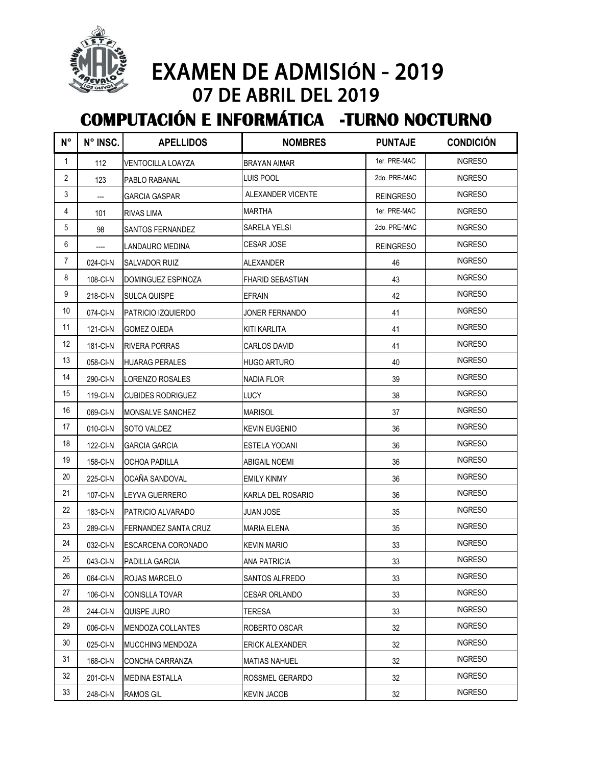# EXAMEN DE ADMISIÓN - 2019

## 07 DE ABRIL DEL 2019

## COMPUTACIÓN E INFORMÁTICA -TURNO NOCTURNO

| N° | N° INSC. | APELLIDOS | NOMBRES | PUNTAJE | CONDICIÓN |
|---|---|---|---|---|---|
| 1 | 112 | VENTOCILLA LOAYZA | BRAYAN AIMAR | 1er. PRE-MAC | INGRESO |
| 2 | 123 | PABLO RABANAL | LUIS POOL | 2do. PRE-MAC | INGRESO |
| 3 | --- | GARCIA GASPAR | ALEXANDER VICENTE | REINGRESO | INGRESO |
| 4 | 101 | RIVAS LIMA | MARTHA | 1er. PRE-MAC | INGRESO |
| 5 | 98 | SANTOS FERNANDEZ | SARELA YELSI | 2do. PRE-MAC | INGRESO |
| 6 | ---- | LANDAURO MEDINA | CESAR JOSE | REINGRESO | INGRESO |
| 7 | 024-CI-N | SALVADOR RUIZ | ALEXANDER | 46 | INGRESO |
| 8 | 108-CI-N | DOMINGUEZ ESPINOZA | FHARID SEBASTIAN | 43 | INGRESO |
| 9 | 218-CI-N | SULCA QUISPE | EFRAIN | 42 | INGRESO |
| 10 | 074-CI-N | PATRICIO IZQUIERDO | JONER FERNANDO | 41 | INGRESO |
| 11 | 121-CI-N | GOMEZ OJEDA | KITI KARLITA | 41 | INGRESO |
| 12 | 181-CI-N | RIVERA PORRAS | CARLOS DAVID | 41 | INGRESO |
| 13 | 058-CI-N | HUARAG PERALES | HUGO ARTURO | 40 | INGRESO |
| 14 | 290-CI-N | LORENZO ROSALES | NADIA FLOR | 39 | INGRESO |
| 15 | 119-CI-N | CUBIDES RODRIGUEZ | LUCY | 38 | INGRESO |
| 16 | 069-CI-N | MONSALVE SANCHEZ | MARISOL | 37 | INGRESO |
| 17 | 010-CI-N | SOTO VALDEZ | KEVIN EUGENIO | 36 | INGRESO |
| 18 | 122-CI-N | GARCIA GARCIA | ESTELA YODANI | 36 | INGRESO |
| 19 | 158-CI-N | OCHOA PADILLA | ABIGAIL NOEMI | 36 | INGRESO |
| 20 | 225-CI-N | OCAÑA SANDOVAL | EMILY KINMY | 36 | INGRESO |
| 21 | 107-CI-N | LEYVA GUERRERO | KARLA DEL ROSARIO | 36 | INGRESO |
| 22 | 183-CI-N | PATRICIO ALVARADO | JUAN JOSE | 35 | INGRESO |
| 23 | 289-CI-N | FERNANDEZ SANTA CRUZ | MARIA ELENA | 35 | INGRESO |
| 24 | 032-CI-N | ESCARCENA CORONADO | KEVIN MARIO | 33 | INGRESO |
| 25 | 043-CI-N | PADILLA GARCIA | ANA PATRICIA | 33 | INGRESO |
| 26 | 064-CI-N | ROJAS MARCELO | SANTOS ALFREDO | 33 | INGRESO |
| 27 | 106-CI-N | CONISLLA TOVAR | CESAR ORLANDO | 33 | INGRESO |
| 28 | 244-CI-N | QUISPE JURO | TERESA | 33 | INGRESO |
| 29 | 006-CI-N | MENDOZA COLLANTES | ROBERTO OSCAR | 32 | INGRESO |
| 30 | 025-CI-N | MUCCHING MENDOZA | ERICK ALEXANDER | 32 | INGRESO |
| 31 | 168-CI-N | CONCHA CARRANZA | MATIAS NAHUEL | 32 | INGRESO |
| 32 | 201-CI-N | MEDINA ESTALLA | ROSSMEL GERARDO | 32 | INGRESO |
| 33 | 248-CI-N | RAMOS GIL | KEVIN JACOB | 32 | INGRESO |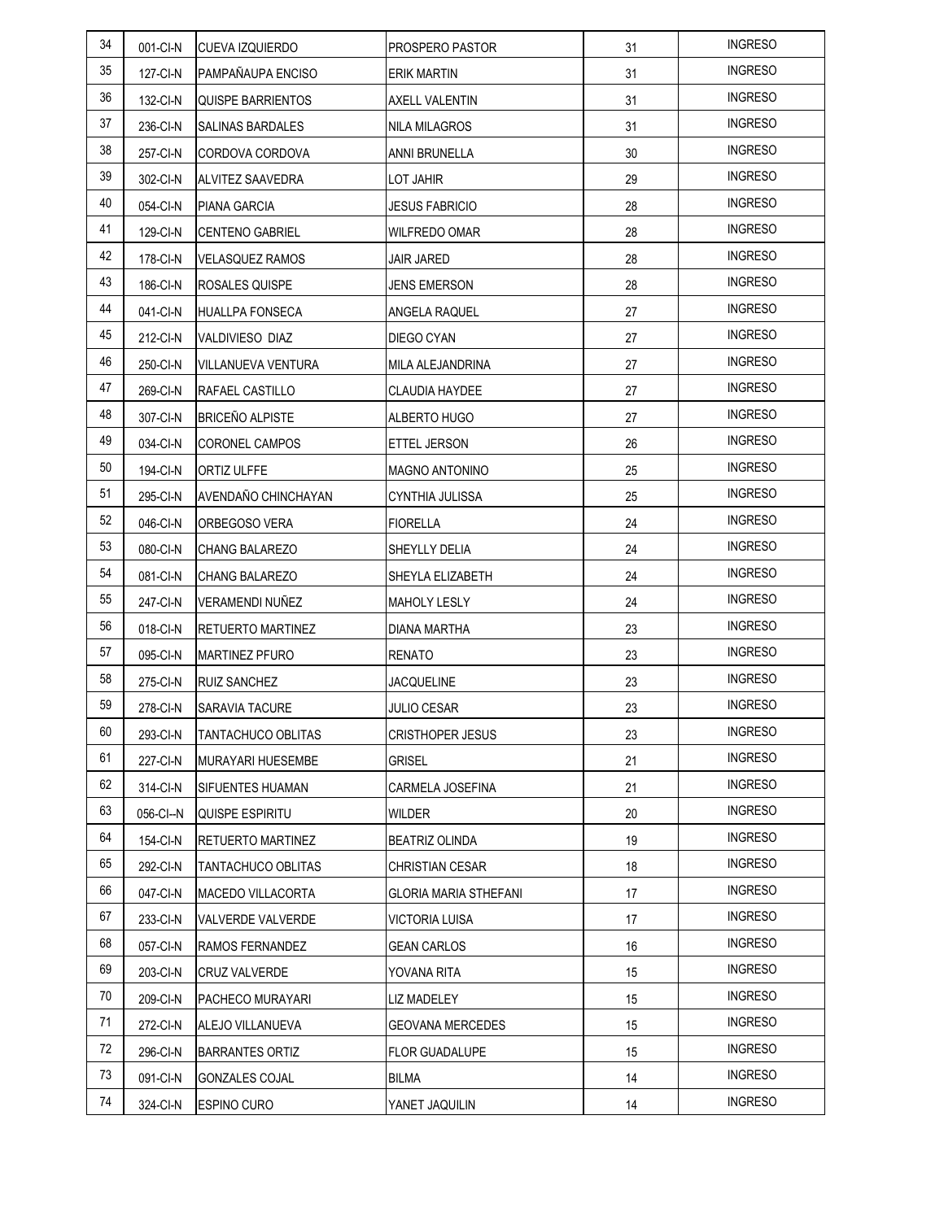| | | | | | |
|---|---|---|---|---|---|
| 34 | 001-CI-N | CUEVA IZQUIERDO | PROSPERO PASTOR | 31 | INGRESO |
| 35 | 127-CI-N | PAMPAÑAUPA ENCISO | ERIK MARTIN | 31 | INGRESO |
| 36 | 132-CI-N | QUISPE BARRIENTOS | AXELL VALENTIN | 31 | INGRESO |
| 37 | 236-CI-N | SALINAS BARDALES | NILA MILAGROS | 31 | INGRESO |
| 38 | 257-CI-N | CORDOVA CORDOVA | ANNI BRUNELLA | 30 | INGRESO |
| 39 | 302-CI-N | ALVITEZ SAAVEDRA | LOT JAHIR | 29 | INGRESO |
| 40 | 054-CI-N | PIANA GARCIA | JESUS FABRICIO | 28 | INGRESO |
| 41 | 129-CI-N | CENTENO GABRIEL | WILFREDO OMAR | 28 | INGRESO |
| 42 | 178-CI-N | VELASQUEZ RAMOS | JAIR JARED | 28 | INGRESO |
| 43 | 186-CI-N | ROSALES QUISPE | JENS EMERSON | 28 | INGRESO |
| 44 | 041-CI-N | HUALLPA FONSECA | ANGELA RAQUEL | 27 | INGRESO |
| 45 | 212-CI-N | VALDIVIESO DIAZ | DIEGO CYAN | 27 | INGRESO |
| 46 | 250-CI-N | VILLANUEVA VENTURA | MILA ALEJANDRINA | 27 | INGRESO |
| 47 | 269-CI-N | RAFAEL CASTILLO | CLAUDIA HAYDEE | 27 | INGRESO |
| 48 | 307-CI-N | BRICEÑO ALPISTE | ALBERTO HUGO | 27 | INGRESO |
| 49 | 034-CI-N | CORONEL CAMPOS | ETTEL JERSON | 26 | INGRESO |
| 50 | 194-CI-N | ORTIZ ULFFE | MAGNO ANTONINO | 25 | INGRESO |
| 51 | 295-CI-N | AVENDAÑO CHINCHAYAN | CYNTHIA JULISSA | 25 | INGRESO |
| 52 | 046-CI-N | ORBEGOSO VERA | FIORELLA | 24 | INGRESO |
| 53 | 080-CI-N | CHANG BALAREZO | SHEYLLY DELIA | 24 | INGRESO |
| 54 | 081-CI-N | CHANG BALAREZO | SHEYLA ELIZABETH | 24 | INGRESO |
| 55 | 247-CI-N | VERAMENDI NUÑEZ | MAHOLY LESLY | 24 | INGRESO |
| 56 | 018-CI-N | RETUERTO MARTINEZ | DIANA MARTHA | 23 | INGRESO |
| 57 | 095-CI-N | MARTINEZ PFURO | RENATO | 23 | INGRESO |
| 58 | 275-CI-N | RUIZ SANCHEZ | JACQUELINE | 23 | INGRESO |
| 59 | 278-CI-N | SARAVIA TACURE | JULIO CESAR | 23 | INGRESO |
| 60 | 293-CI-N | TANTACHUCO OBLITAS | CRISTHOPER JESUS | 23 | INGRESO |
| 61 | 227-CI-N | MURAYARI HUESEMBE | GRISEL | 21 | INGRESO |
| 62 | 314-CI-N | SIFUENTES HUAMAN | CARMELA JOSEFINA | 21 | INGRESO |
| 63 | 056-CI--N | QUISPE ESPIRITU | WILDER | 20 | INGRESO |
| 64 | 154-CI-N | RETUERTO MARTINEZ | BEATRIZ OLINDA | 19 | INGRESO |
| 65 | 292-CI-N | TANTACHUCO OBLITAS | CHRISTIAN CESAR | 18 | INGRESO |
| 66 | 047-CI-N | MACEDO VILLACORTA | GLORIA MARIA STHEFANI | 17 | INGRESO |
| 67 | 233-CI-N | VALVERDE VALVERDE | VICTORIA LUISA | 17 | INGRESO |
| 68 | 057-CI-N | RAMOS FERNANDEZ | GEAN CARLOS | 16 | INGRESO |
| 69 | 203-CI-N | CRUZ VALVERDE | YOVANA RITA | 15 | INGRESO |
| 70 | 209-CI-N | PACHECO MURAYARI | LIZ MADELEY | 15 | INGRESO |
| 71 | 272-CI-N | ALEJO VILLANUEVA | GEOVANA MERCEDES | 15 | INGRESO |
| 72 | 296-CI-N | BARRANTES ORTIZ | FLOR GUADALUPE | 15 | INGRESO |
| 73 | 091-CI-N | GONZALES COJAL | BILMA | 14 | INGRESO |
| 74 | 324-CI-N | ESPINO CURO | YANET JAQUILIN | 14 | INGRESO |